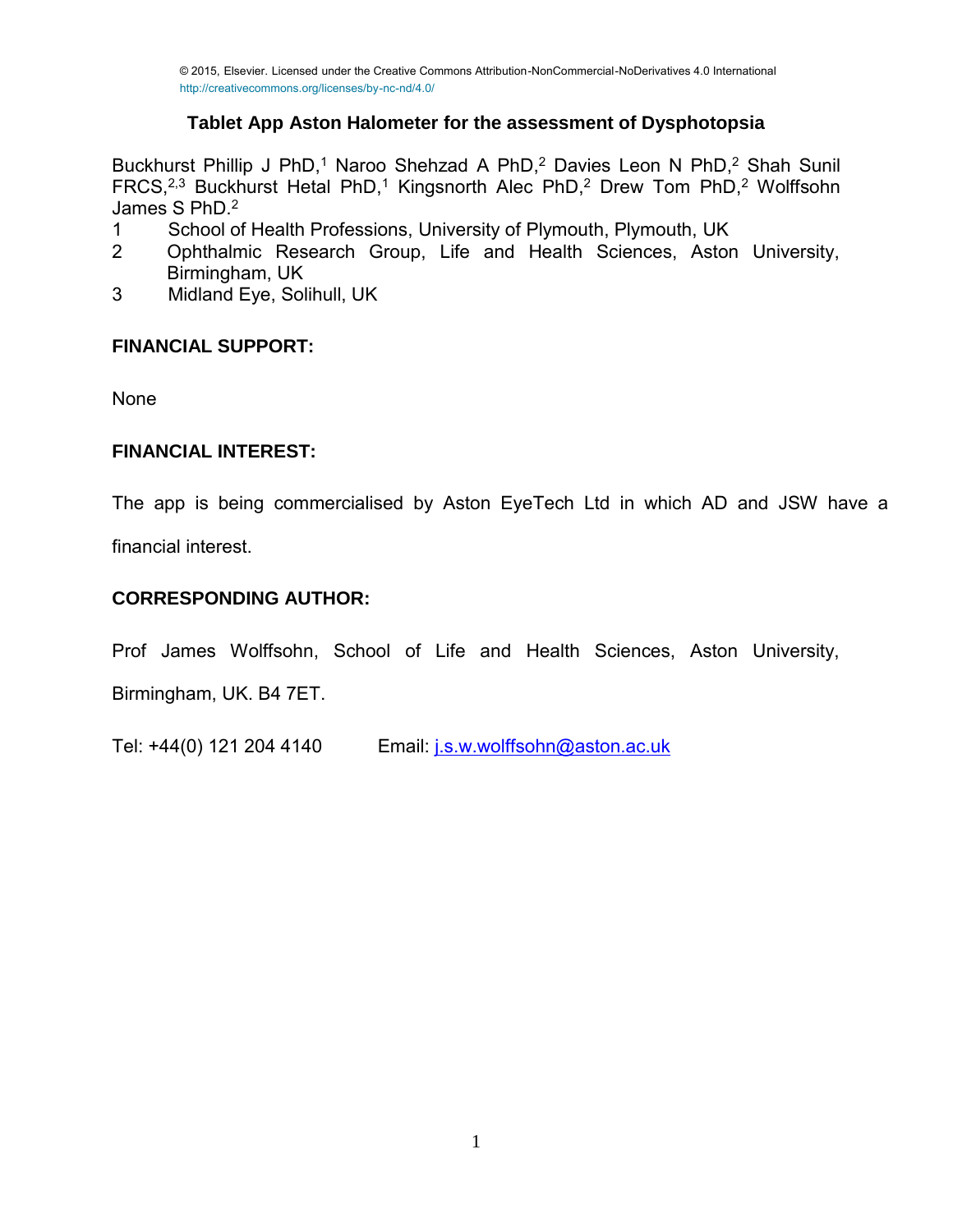© 2015, Elsevier. Licensed under the Creative Commons Attribution-NonCommercial-NoDerivatives 4.0 International
http://creativecommons.org/licenses/by-nc-nd/4.0/

# Tablet App Aston Halometer for the assessment of Dysphotopsia

Buckhurst Phillip J PhD,[1] Naroo Shehzad A PhD,[2] Davies Leon N PhD,[2] Shah Sunil FRCS,[2,3] Buckhurst Hetal PhD,[1] Kingsnorth Alec PhD,[2] Drew Tom PhD,[2] Wolffsohn James S PhD.[2]

1 School of Health Professions, University of Plymouth, Plymouth, UK
2 Ophthalmic Research Group, Life and Health Sciences, Aston University, Birmingham, UK
3 Midland Eye, Solihull, UK

## FINANCIAL SUPPORT:

None

## FINANCIAL INTEREST:

The app is being commercialised by Aston EyeTech Ltd in which AD and JSW have a financial interest.

## CORRESPONDING AUTHOR:

Prof James Wolffsohn, School of Life and Health Sciences, Aston University, Birmingham, UK. B4 7ET.

Tel: +44(0) 121 204 4140 Email: j.s.w.wolffsohn@aston.ac.uk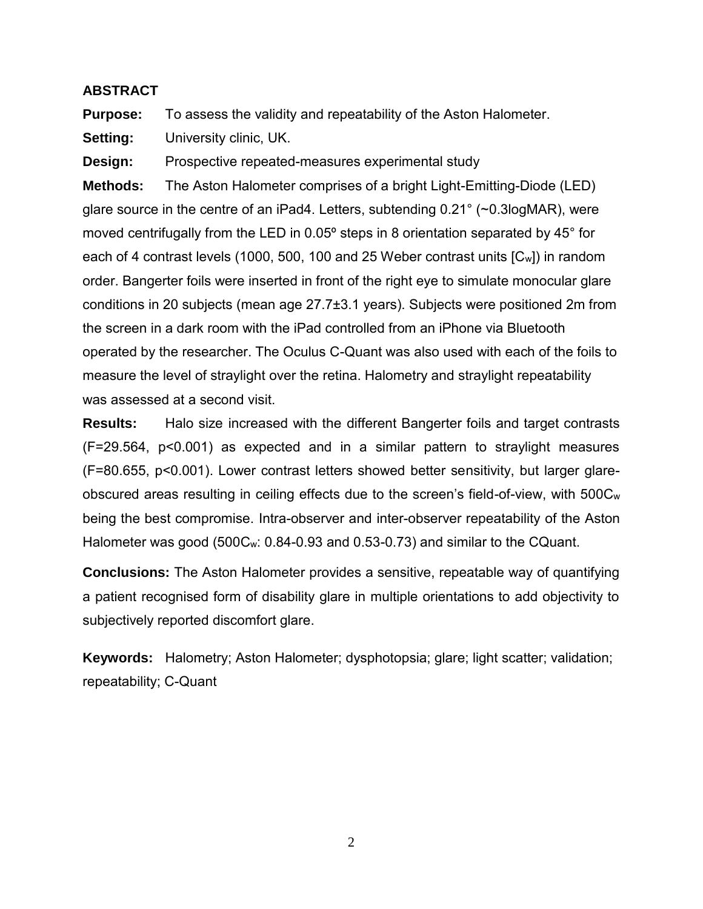## ABSTRACT

**Purpose:** To assess the validity and repeatability of the Aston Halometer.

**Setting:** University clinic, UK.

**Design:** Prospective repeated-measures experimental study

**Methods:** The Aston Halometer comprises of a bright Light-Emitting-Diode (LED) glare source in the centre of an iPad4. Letters, subtending 0.21° (~0.3logMAR), were moved centrifugally from the LED in 0.05º steps in 8 orientation separated by 45° for each of 4 contrast levels (1000, 500, 100 and 25 Weber contrast units [$C_w$]) in random order. Bangerter foils were inserted in front of the right eye to simulate monocular glare conditions in 20 subjects (mean age 27.7±3.1 years). Subjects were positioned 2m from the screen in a dark room with the iPad controlled from an iPhone via Bluetooth operated by the researcher. The Oculus C-Quant was also used with each of the foils to measure the level of straylight over the retina. Halometry and straylight repeatability was assessed at a second visit.

**Results:** Halo size increased with the different Bangerter foils and target contrasts ($F=29.564$, $p<0.001$) as expected and in a similar pattern to straylight measures ($F=80.655$, $p<0.001$). Lower contrast letters showed better sensitivity, but larger glare-obscured areas resulting in ceiling effects due to the screen's field-of-view, with 500$C_w$ being the best compromise. Intra-observer and inter-observer repeatability of the Aston Halometer was good (500$C_w$: 0.84-0.93 and 0.53-0.73) and similar to the CQuant.

**Conclusions:** The Aston Halometer provides a sensitive, repeatable way of quantifying a patient recognised form of disability glare in multiple orientations to add objectivity to subjectively reported discomfort glare.

**Keywords:** Halometry; Aston Halometer; dysphotopsia; glare; light scatter; validation; repeatability; C-Quant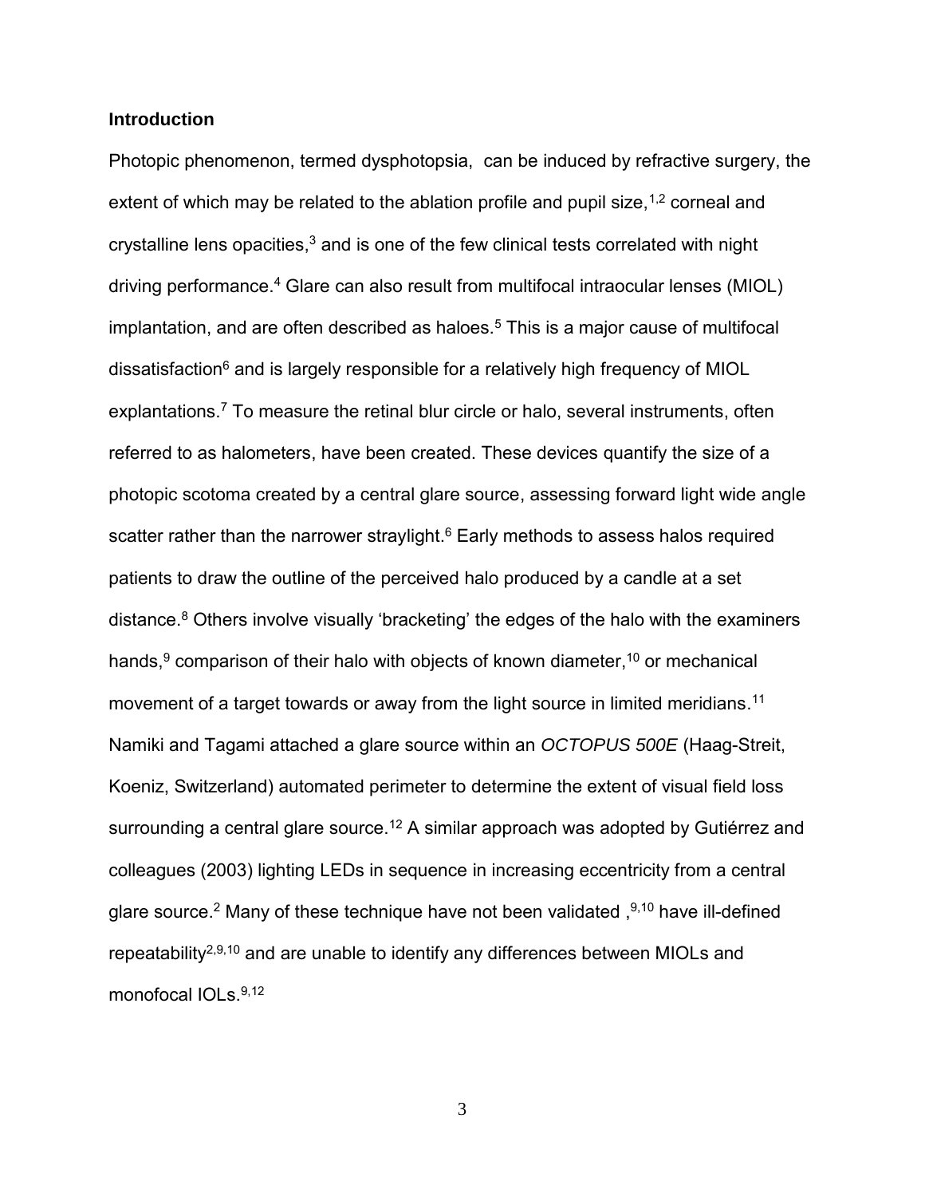## Introduction

Photopic phenomenon, termed dysphotopsia, can be induced by refractive surgery, the extent of which may be related to the ablation profile and pupil size,[1,2] corneal and crystalline lens opacities,[3] and is one of the few clinical tests correlated with night driving performance.[4] Glare can also result from multifocal intraocular lenses (MIOL) implantation, and are often described as haloes.[5] This is a major cause of multifocal dissatisfaction[6] and is largely responsible for a relatively high frequency of MIOL explantations.[7] To measure the retinal blur circle or halo, several instruments, often referred to as halometers, have been created. These devices quantify the size of a photopic scotoma created by a central glare source, assessing forward light wide angle scatter rather than the narrower straylight.[6] Early methods to assess halos required patients to draw the outline of the perceived halo produced by a candle at a set distance.[8] Others involve visually 'bracketing' the edges of the halo with the examiners hands,[9] comparison of their halo with objects of known diameter,[10] or mechanical movement of a target towards or away from the light source in limited meridians.[11] Namiki and Tagami attached a glare source within an *OCTOPUS 500E* (Haag-Streit, Koeniz, Switzerland) automated perimeter to determine the extent of visual field loss surrounding a central glare source.[12] A similar approach was adopted by Gutiérrez and colleagues (2003) lighting LEDs in sequence in increasing eccentricity from a central glare source.[2] Many of these technique have not been validated ,[9,10] have ill-defined repeatability[2,9,10] and are unable to identify any differences between MIOLs and monofocal IOLs.[9,12]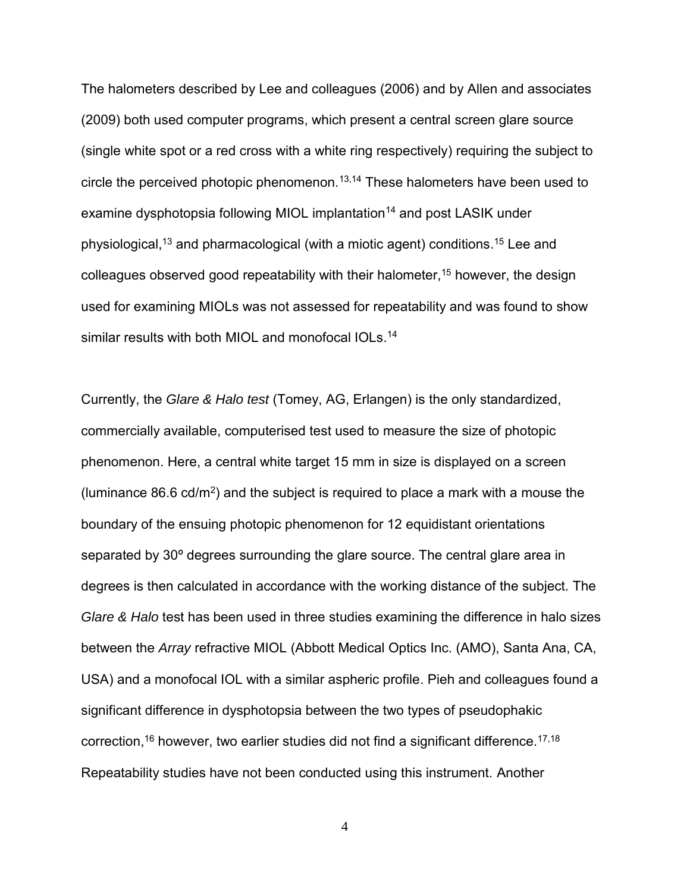The halometers described by Lee and colleagues (2006) and by Allen and associates (2009) both used computer programs, which present a central screen glare source (single white spot or a red cross with a white ring respectively) requiring the subject to circle the perceived photopic phenomenon.[13,14] These halometers have been used to examine dysphotopsia following MIOL implantation[14] and post LASIK under physiological,[13] and pharmacological (with a miotic agent) conditions.[15] Lee and colleagues observed good repeatability with their halometer,[15] however, the design used for examining MIOLs was not assessed for repeatability and was found to show similar results with both MIOL and monofocal IOLs.[14]

Currently, the *Glare & Halo test* (Tomey, AG, Erlangen) is the only standardized, commercially available, computerised test used to measure the size of photopic phenomenon. Here, a central white target 15 mm in size is displayed on a screen (luminance 86.6 cd/m$^2$) and the subject is required to place a mark with a mouse the boundary of the ensuing photopic phenomenon for 12 equidistant orientations separated by 30º degrees surrounding the glare source. The central glare area in degrees is then calculated in accordance with the working distance of the subject. The *Glare & Halo* test has been used in three studies examining the difference in halo sizes between the *Array* refractive MIOL (Abbott Medical Optics Inc. (AMO), Santa Ana, CA, USA) and a monofocal IOL with a similar aspheric profile. Pieh and colleagues found a significant difference in dysphotopsia between the two types of pseudophakic correction,[16] however, two earlier studies did not find a significant difference.[17,18] Repeatability studies have not been conducted using this instrument. Another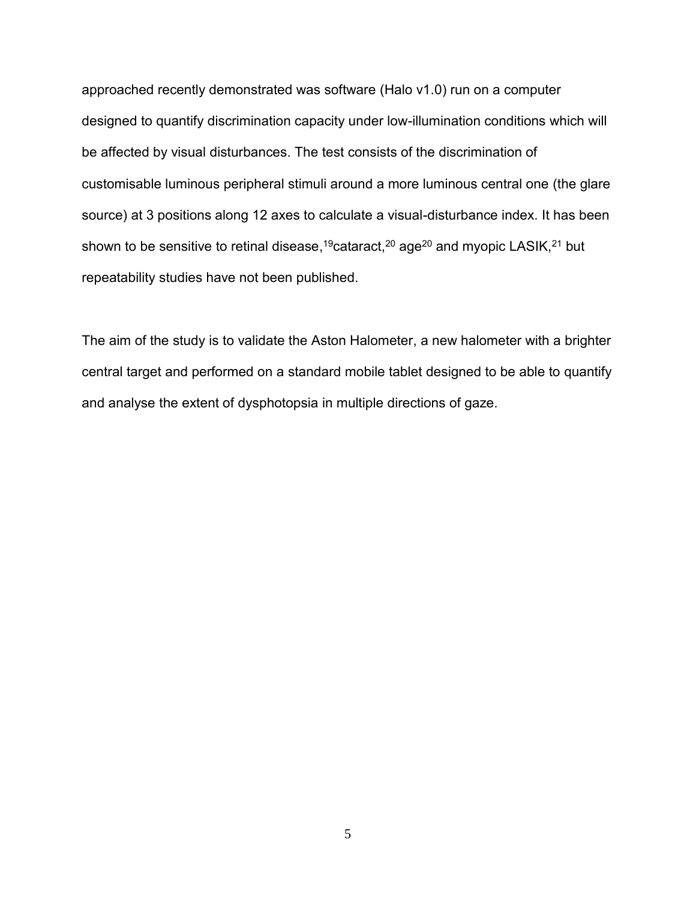approached recently demonstrated was software (Halo v1.0) run on a computer designed to quantify discrimination capacity under low-illumination conditions which will be affected by visual disturbances. The test consists of the discrimination of customisable luminous peripheral stimuli around a more luminous central one (the glare source) at 3 positions along 12 axes to calculate a visual-disturbance index. It has been shown to be sensitive to retinal disease,[19]cataract,[20] age[20] and myopic LASIK,[21] but repeatability studies have not been published.

The aim of the study is to validate the Aston Halometer, a new halometer with a brighter central target and performed on a standard mobile tablet designed to be able to quantify and analyse the extent of dysphotopsia in multiple directions of gaze.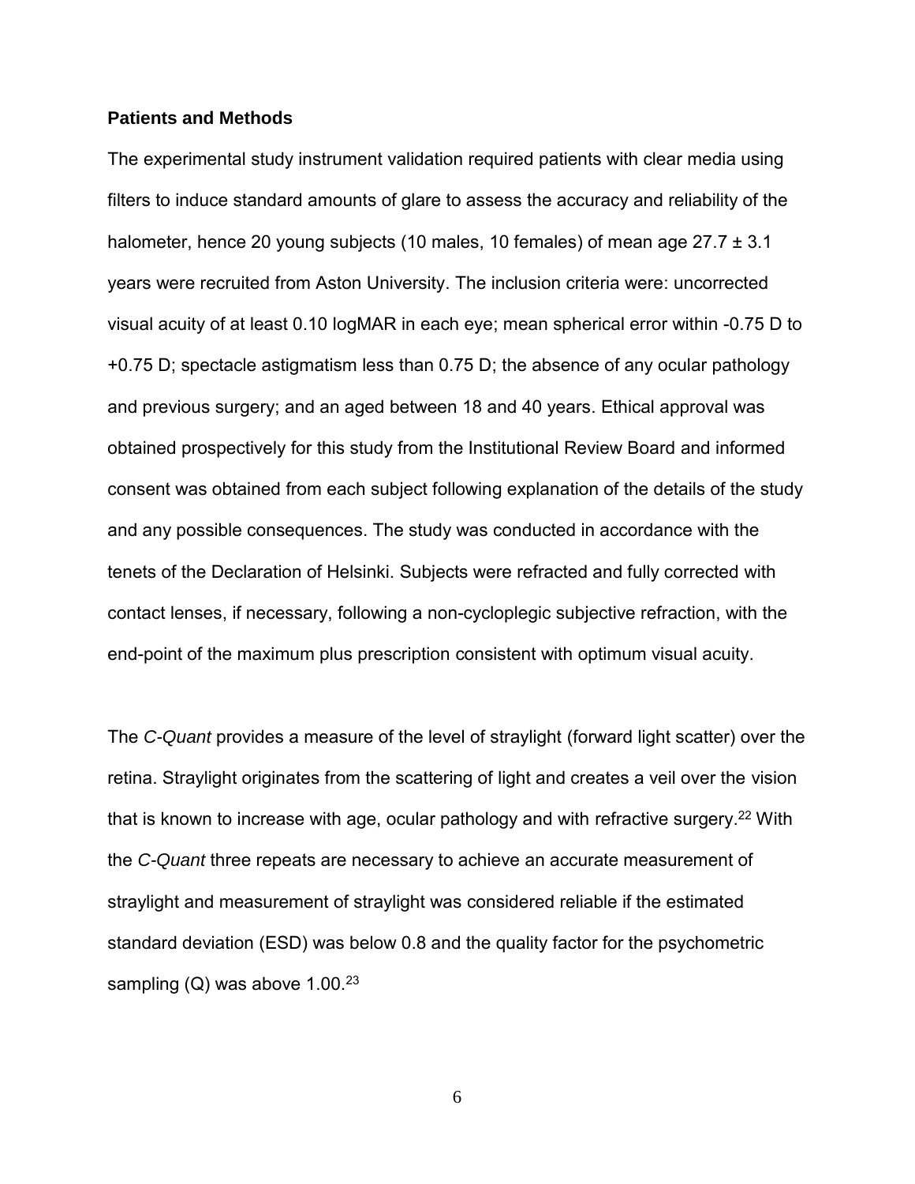**Patients and Methods**

The experimental study instrument validation required patients with clear media using filters to induce standard amounts of glare to assess the accuracy and reliability of the halometer, hence 20 young subjects (10 males, 10 females) of mean age 27.7 ± 3.1 years were recruited from Aston University. The inclusion criteria were: uncorrected visual acuity of at least 0.10 logMAR in each eye; mean spherical error within -0.75 D to +0.75 D; spectacle astigmatism less than 0.75 D; the absence of any ocular pathology and previous surgery; and an aged between 18 and 40 years. Ethical approval was obtained prospectively for this study from the Institutional Review Board and informed consent was obtained from each subject following explanation of the details of the study and any possible consequences. The study was conducted in accordance with the tenets of the Declaration of Helsinki. Subjects were refracted and fully corrected with contact lenses, if necessary, following a non-cycloplegic subjective refraction, with the end-point of the maximum plus prescription consistent with optimum visual acuity.

The *C-Quant* provides a measure of the level of straylight (forward light scatter) over the retina. Straylight originates from the scattering of light and creates a veil over the vision that is known to increase with age, ocular pathology and with refractive surgery.[22] With the *C-Quant* three repeats are necessary to achieve an accurate measurement of straylight and measurement of straylight was considered reliable if the estimated standard deviation (ESD) was below 0.8 and the quality factor for the psychometric sampling (Q) was above 1.00.[23]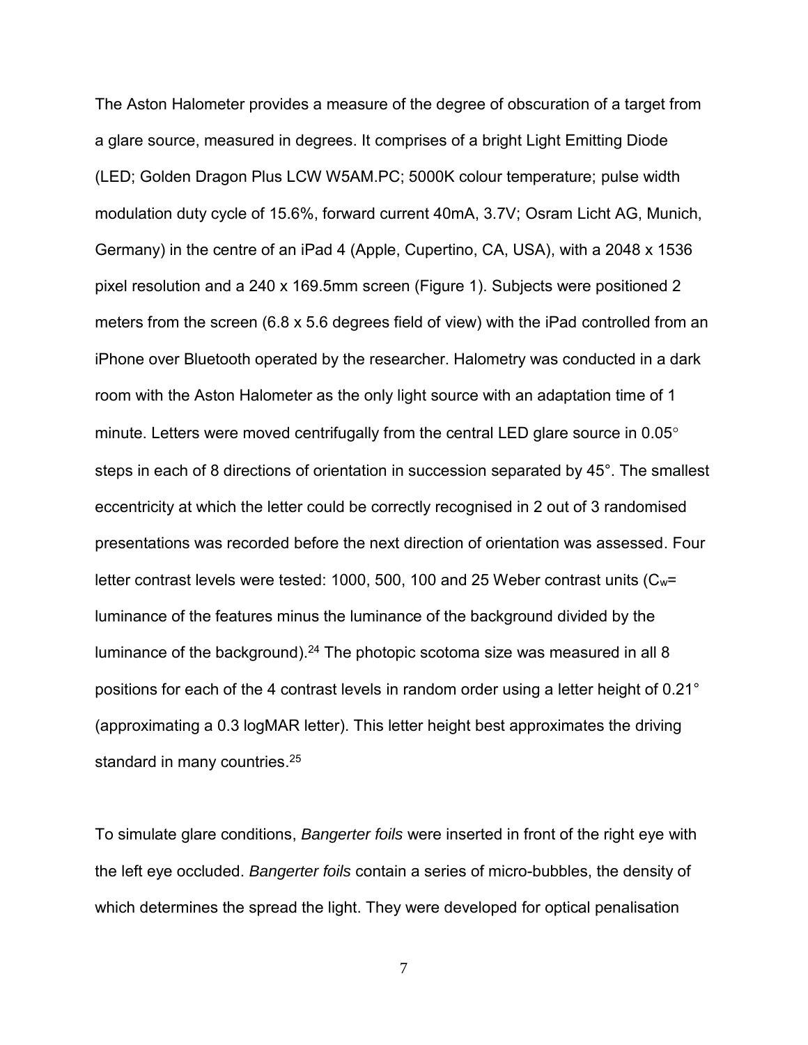The Aston Halometer provides a measure of the degree of obscuration of a target from a glare source, measured in degrees. It comprises of a bright Light Emitting Diode (LED; Golden Dragon Plus LCW W5AM.PC; 5000K colour temperature; pulse width modulation duty cycle of 15.6%, forward current 40mA, 3.7V; Osram Licht AG, Munich, Germany) in the centre of an iPad 4 (Apple, Cupertino, CA, USA), with a 2048 x 1536 pixel resolution and a 240 x 169.5mm screen (Figure 1). Subjects were positioned 2 meters from the screen (6.8 x 5.6 degrees field of view) with the iPad controlled from an iPhone over Bluetooth operated by the researcher. Halometry was conducted in a dark room with the Aston Halometer as the only light source with an adaptation time of 1 minute. Letters were moved centrifugally from the central LED glare source in 0.05° steps in each of 8 directions of orientation in succession separated by 45°. The smallest eccentricity at which the letter could be correctly recognised in 2 out of 3 randomised presentations was recorded before the next direction of orientation was assessed. Four letter contrast levels were tested: 1000, 500, 100 and 25 Weber contrast units ($C_w$= luminance of the features minus the luminance of the background divided by the luminance of the background).[24] The photopic scotoma size was measured in all 8 positions for each of the 4 contrast levels in random order using a letter height of 0.21° (approximating a 0.3 logMAR letter). This letter height best approximates the driving standard in many countries.[25]

To simulate glare conditions, *Bangerter foils* were inserted in front of the right eye with the left eye occluded. *Bangerter foils* contain a series of micro-bubbles, the density of which determines the spread the light. They were developed for optical penalisation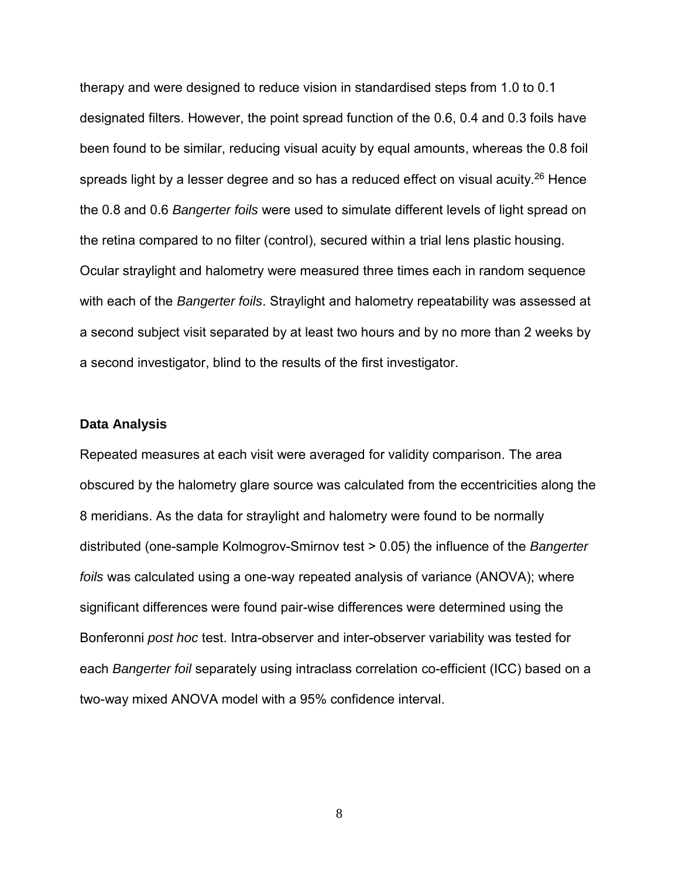therapy and were designed to reduce vision in standardised steps from 1.0 to 0.1 designated filters. However, the point spread function of the 0.6, 0.4 and 0.3 foils have been found to be similar, reducing visual acuity by equal amounts, whereas the 0.8 foil spreads light by a lesser degree and so has a reduced effect on visual acuity.[26] Hence the 0.8 and 0.6 *Bangerter foils* were used to simulate different levels of light spread on the retina compared to no filter (control), secured within a trial lens plastic housing. Ocular straylight and halometry were measured three times each in random sequence with each of the *Bangerter foils*. Straylight and halometry repeatability was assessed at a second subject visit separated by at least two hours and by no more than 2 weeks by a second investigator, blind to the results of the first investigator.

**Data Analysis**

Repeated measures at each visit were averaged for validity comparison. The area obscured by the halometry glare source was calculated from the eccentricities along the 8 meridians. As the data for straylight and halometry were found to be normally distributed (one-sample Kolmogrov-Smirnov test > 0.05) the influence of the *Bangerter foils* was calculated using a one-way repeated analysis of variance (ANOVA); where significant differences were found pair-wise differences were determined using the Bonferonni *post hoc* test. Intra-observer and inter-observer variability was tested for each *Bangerter foil* separately using intraclass correlation co-efficient (ICC) based on a two-way mixed ANOVA model with a 95% confidence interval.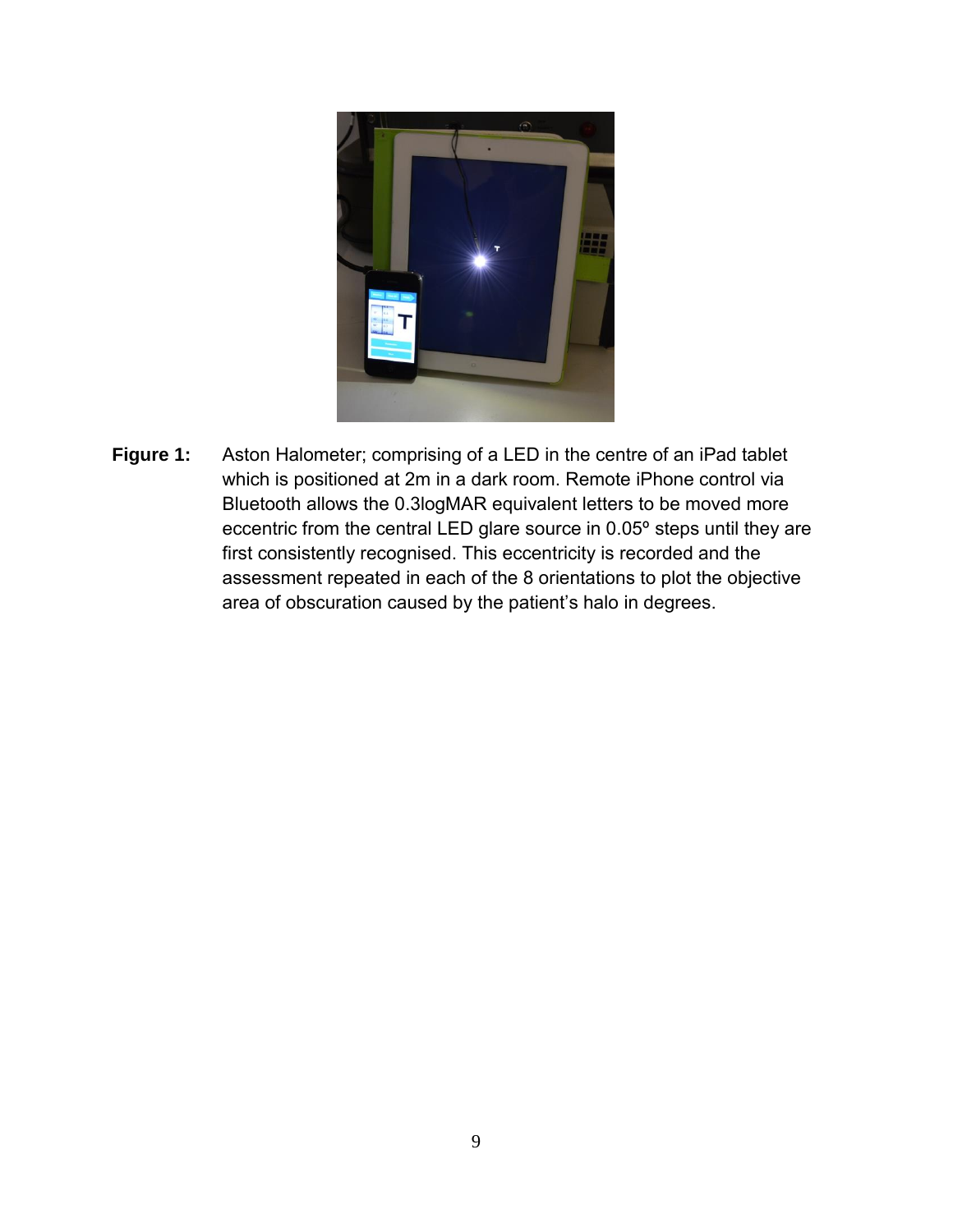**Figure 1:** Aston Halometer; comprising of a LED in the centre of an iPad tablet which is positioned at 2m in a dark room. Remote iPhone control via Bluetooth allows the 0.3logMAR equivalent letters to be moved more eccentric from the central LED glare source in 0.05º steps until they are first consistently recognised. This eccentricity is recorded and the assessment repeated in each of the 8 orientations to plot the objective area of obscuration caused by the patient's halo in degrees.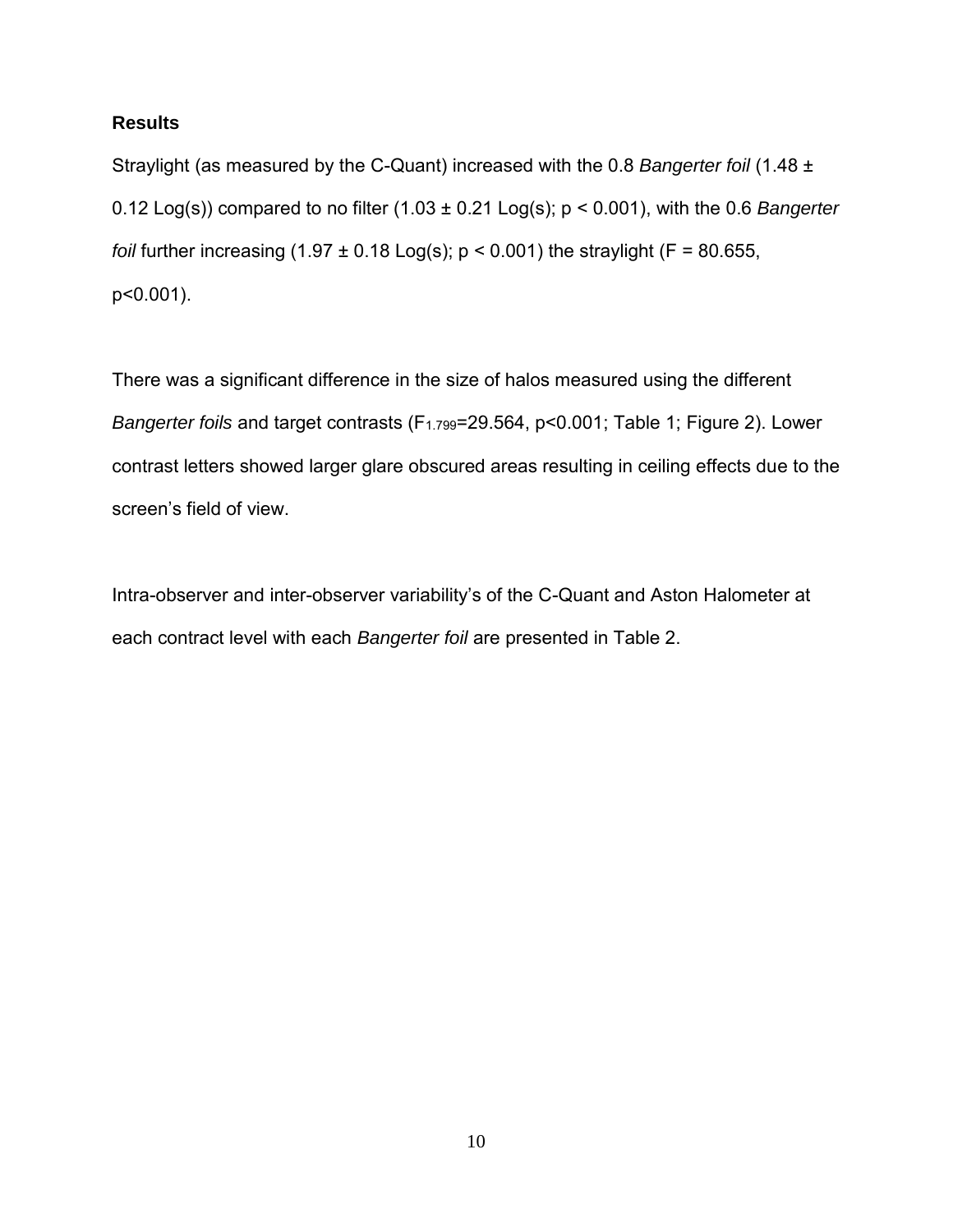## Results

Straylight (as measured by the C-Quant) increased with the 0.8 *Bangerter foil* (1.48 ± 0.12 Log(s)) compared to no filter (1.03 ± 0.21 Log(s); $p < 0.001$), with the 0.6 *Bangerter foil* further increasing (1.97 ± 0.18 Log(s); $p < 0.001$) the straylight ($F = 80.655$, $p<0.001$).

There was a significant difference in the size of halos measured using the different *Bangerter foils* and target contrasts ($F_{1.799}=29.564$, $p<0.001$; Table 1; Figure 2). Lower contrast letters showed larger glare obscured areas resulting in ceiling effects due to the screen's field of view.

Intra-observer and inter-observer variability's of the C-Quant and Aston Halometer at each contract level with each *Bangerter foil* are presented in Table 2.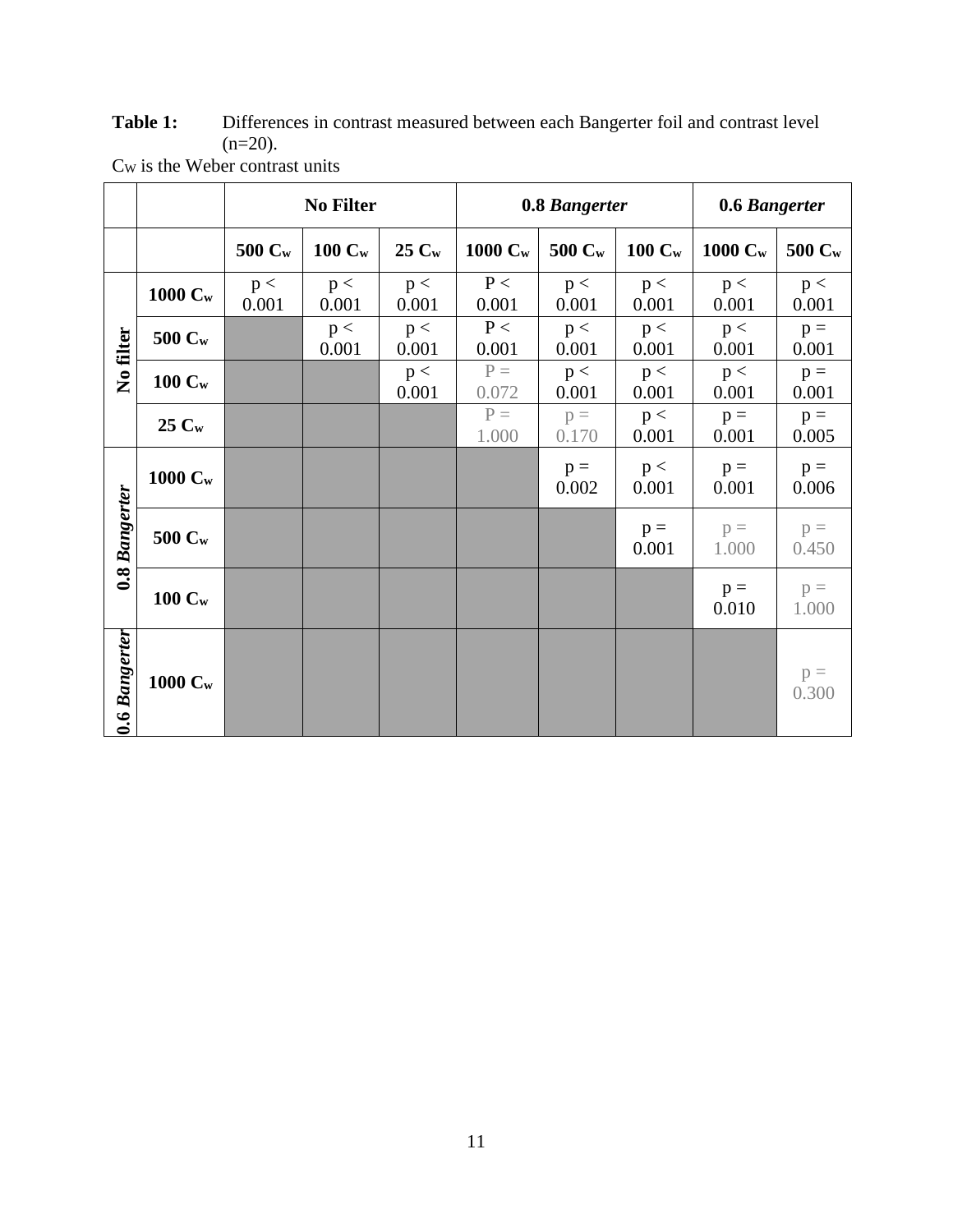**Table 1:** Differences in contrast measured between each Bangerter foil and contrast level (n=20).

$C_W$ is the Weber contrast units

| | | No Filter | | | 0.8 *Bangerter* | | | 0.6 *Bangerter* | |
|---|---|---|---|---|---|---|---|---|---|
| | | 500 $C_w$ | 100 $C_w$ | 25 $C_w$ | 1000 $C_w$ | 500 $C_w$ | 100 $C_w$ | 1000 $C_w$ | 500 $C_w$ |
| No filter | 1000 $C_w$ | $p < 0.001$ | $p < 0.001$ | $p < 0.001$ | $P < 0.001$ | $p < 0.001$ | $p < 0.001$ | $p < 0.001$ | $p < 0.001$ |
| | 500 $C_w$ | | $p < 0.001$ | $p < 0.001$ | $P < 0.001$ | $p < 0.001$ | $p < 0.001$ | $p < 0.001$ | $p = 0.001$ |
| | 100 $C_w$ | | | $p < 0.001$ | $P = 0.072$ | $p < 0.001$ | $p < 0.001$ | $p < 0.001$ | $p = 0.001$ |
| | 25 $C_w$ | | | | $P = 1.000$ | $p = 0.170$ | $p < 0.001$ | $p = 0.001$ | $p = 0.005$ |
| 0.8 *Bangerter* | 1000 $C_w$ | | | | | $p = 0.002$ | $p < 0.001$ | $p = 0.001$ | $p = 0.006$ |
| | 500 $C_w$ | | | | | | $p = 0.001$ | $p = 1.000$ | $p = 0.450$ |
| | 100 $C_w$ | | | | | | | $p = 0.010$ | $p = 1.000$ |
| 0.6 *Bangerter* | 1000 $C_w$ | | | | | | | | $p = 0.300$ |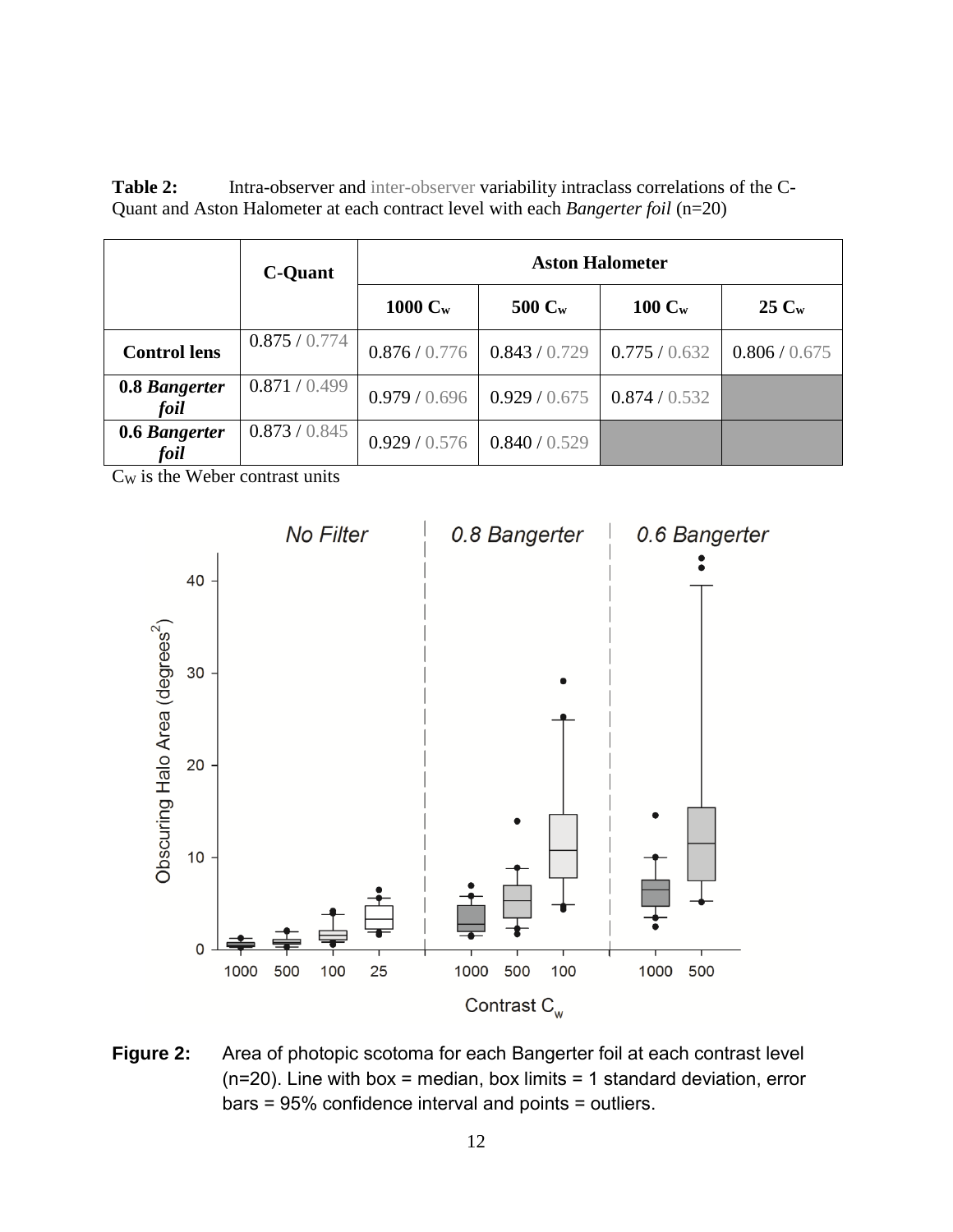**Table 2:** Intra-observer and inter-observer variability intraclass correlations of the C-Quant and Aston Halometer at each contract level with each *Bangerter foil* (n=20)

| | **C-Quant** | **Aston Halometer** | | | |
|---|---|---|---|---|---|
| | | **1000 $C_w$** | **500 $C_w$** | **100 $C_w$** | **25 $C_w$** |
| **Control lens** | 0.875 / 0.774 | 0.876 / 0.776 | 0.843 / 0.729 | 0.775 / 0.632 | 0.806 / 0.675 |
| **0.8 *Bangerter foil*** | 0.871 / 0.499 | 0.979 / 0.696 | 0.929 / 0.675 | 0.874 / 0.532 | |
| **0.6 *Bangerter foil*** | 0.873 / 0.845 | 0.929 / 0.576 | 0.840 / 0.529 | | |

$C_W$ is the Weber contrast units

**Figure 2:** Area of photopic scotoma for each Bangerter foil at each contrast level (n=20). Line with box = median, box limits = 1 standard deviation, error bars = 95% confidence interval and points = outliers.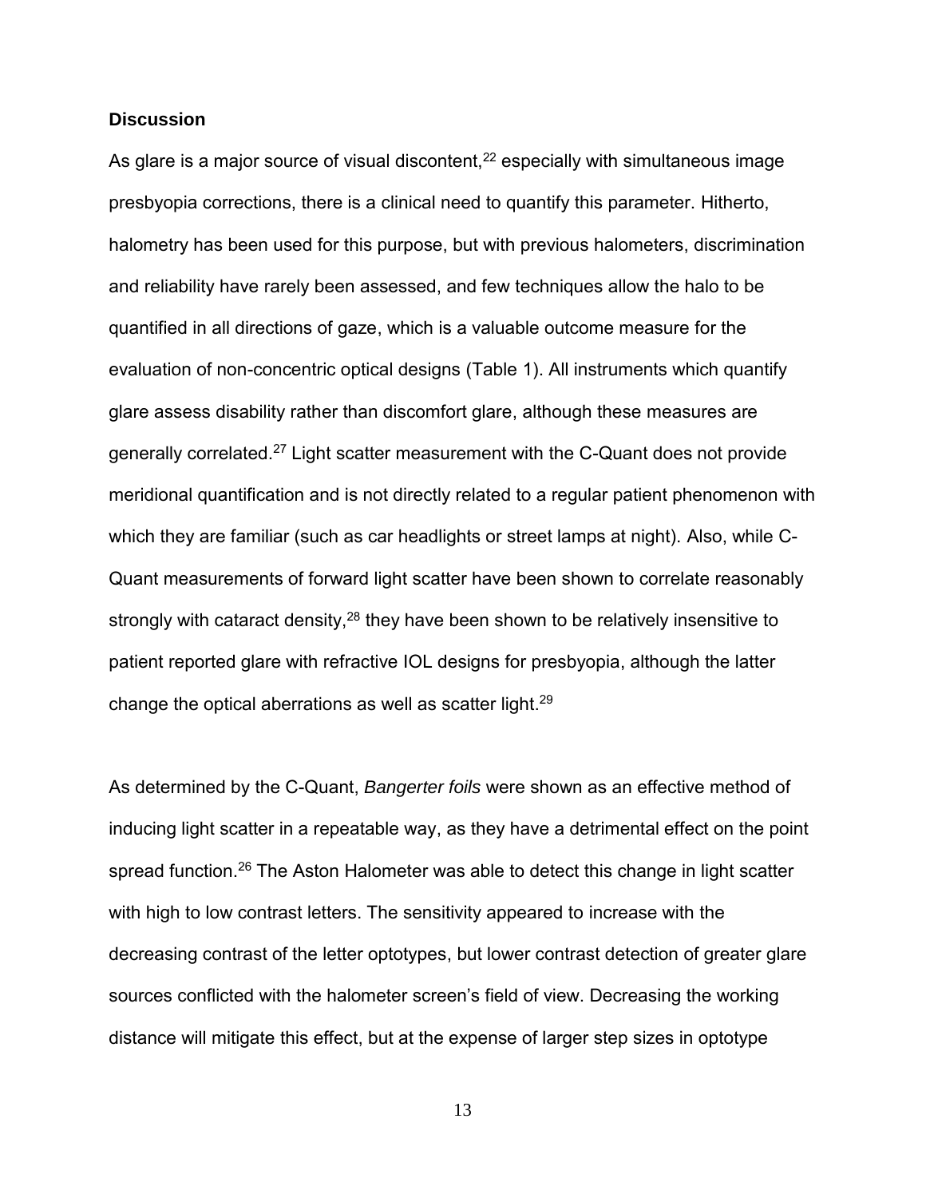### Discussion

As glare is a major source of visual discontent,[22] especially with simultaneous image presbyopia corrections, there is a clinical need to quantify this parameter. Hitherto, halometry has been used for this purpose, but with previous halometers, discrimination and reliability have rarely been assessed, and few techniques allow the halo to be quantified in all directions of gaze, which is a valuable outcome measure for the evaluation of non-concentric optical designs (Table 1). All instruments which quantify glare assess disability rather than discomfort glare, although these measures are generally correlated.[27] Light scatter measurement with the C-Quant does not provide meridional quantification and is not directly related to a regular patient phenomenon with which they are familiar (such as car headlights or street lamps at night). Also, while C-Quant measurements of forward light scatter have been shown to correlate reasonably strongly with cataract density,[28] they have been shown to be relatively insensitive to patient reported glare with refractive IOL designs for presbyopia, although the latter change the optical aberrations as well as scatter light.[29]

As determined by the C-Quant, *Bangerter foils* were shown as an effective method of inducing light scatter in a repeatable way, as they have a detrimental effect on the point spread function.[26] The Aston Halometer was able to detect this change in light scatter with high to low contrast letters. The sensitivity appeared to increase with the decreasing contrast of the letter optotypes, but lower contrast detection of greater glare sources conflicted with the halometer screen's field of view. Decreasing the working distance will mitigate this effect, but at the expense of larger step sizes in optotype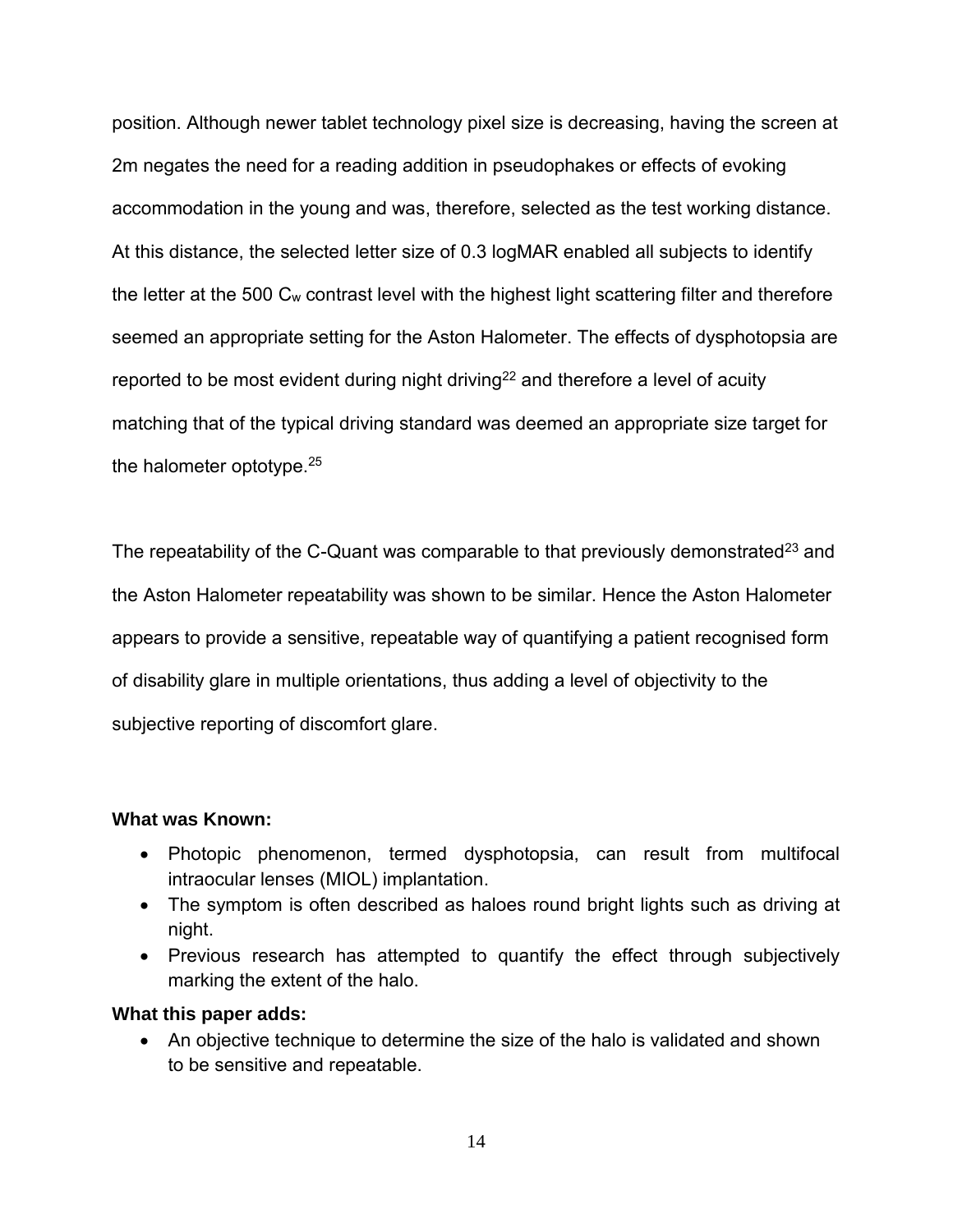position. Although newer tablet technology pixel size is decreasing, having the screen at 2m negates the need for a reading addition in pseudophakes or effects of evoking accommodation in the young and was, therefore, selected as the test working distance. At this distance, the selected letter size of 0.3 logMAR enabled all subjects to identify the letter at the 500 $C_w$ contrast level with the highest light scattering filter and therefore seemed an appropriate setting for the Aston Halometer. The effects of dysphotopsia are reported to be most evident during night driving[22] and therefore a level of acuity matching that of the typical driving standard was deemed an appropriate size target for the halometer optotype.[25]

The repeatability of the C-Quant was comparable to that previously demonstrated[23] and the Aston Halometer repeatability was shown to be similar. Hence the Aston Halometer appears to provide a sensitive, repeatable way of quantifying a patient recognised form of disability glare in multiple orientations, thus adding a level of objectivity to the subjective reporting of discomfort glare.

**What was Known:**

- Photopic phenomenon, termed dysphotopsia, can result from multifocal intraocular lenses (MIOL) implantation.
- The symptom is often described as haloes round bright lights such as driving at night.
- Previous research has attempted to quantify the effect through subjectively marking the extent of the halo.

**What this paper adds:**

- An objective technique to determine the size of the halo is validated and shown to be sensitive and repeatable.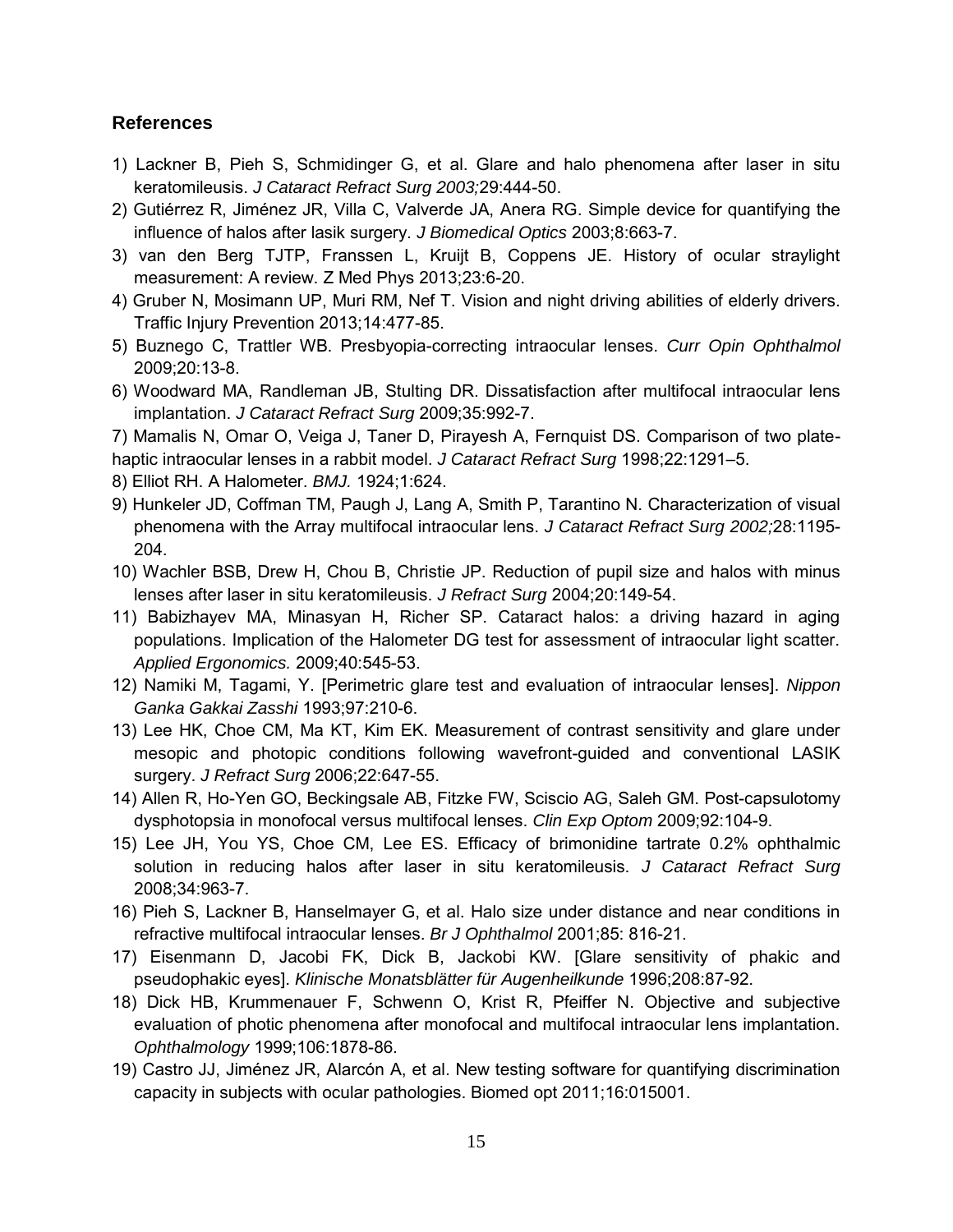## References

1) Lackner B, Pieh S, Schmidinger G, et al. Glare and halo phenomena after laser in situ keratomileusis. *J Cataract Refract Surg 2003;*29:444-50.
2) Gutiérrez R, Jiménez JR, Villa C, Valverde JA, Anera RG. Simple device for quantifying the influence of halos after lasik surgery. *J Biomedical Optics* 2003;8:663-7.
3) van den Berg TJTP, Franssen L, Kruijt B, Coppens JE. History of ocular straylight measurement: A review. Z Med Phys 2013;23:6-20.
4) Gruber N, Mosimann UP, Muri RM, Nef T. Vision and night driving abilities of elderly drivers. Traffic Injury Prevention 2013;14:477-85.
5) Buznego C, Trattler WB. Presbyopia-correcting intraocular lenses. *Curr Opin Ophthalmol* 2009;20:13-8.
6) Woodward MA, Randleman JB, Stulting DR. Dissatisfaction after multifocal intraocular lens implantation. *J Cataract Refract Surg* 2009;35:992-7.
7) Mamalis N, Omar O, Veiga J, Taner D, Pirayesh A, Fernquist DS. Comparison of two plate-haptic intraocular lenses in a rabbit model. *J Cataract Refract Surg* 1998;22:1291–5.
8) Elliot RH. A Halometer. *BMJ.* 1924;1:624.
9) Hunkeler JD, Coffman TM, Paugh J, Lang A, Smith P, Tarantino N. Characterization of visual phenomena with the Array multifocal intraocular lens. *J Cataract Refract Surg 2002;*28:1195-204.
10) Wachler BSB, Drew H, Chou B, Christie JP. Reduction of pupil size and halos with minus lenses after laser in situ keratomileusis. *J Refract Surg* 2004;20:149-54.
11) Babizhayev MA, Minasyan H, Richer SP. Cataract halos: a driving hazard in aging populations. Implication of the Halometer DG test for assessment of intraocular light scatter. *Applied Ergonomics.* 2009;40:545-53.
12) Namiki M, Tagami, Y. [Perimetric glare test and evaluation of intraocular lenses]. *Nippon Ganka Gakkai Zasshi* 1993;97:210-6.
13) Lee HK, Choe CM, Ma KT, Kim EK. Measurement of contrast sensitivity and glare under mesopic and photopic conditions following wavefront-guided and conventional LASIK surgery. *J Refract Surg* 2006;22:647-55.
14) Allen R, Ho-Yen GO, Beckingsale AB, Fitzke FW, Sciscio AG, Saleh GM. Post-capsulotomy dysphotopsia in monofocal versus multifocal lenses. *Clin Exp Optom* 2009;92:104-9.
15) Lee JH, You YS, Choe CM, Lee ES. Efficacy of brimonidine tartrate 0.2% ophthalmic solution in reducing halos after laser in situ keratomileusis. *J Cataract Refract Surg* 2008;34:963-7.
16) Pieh S, Lackner B, Hanselmayer G, et al. Halo size under distance and near conditions in refractive multifocal intraocular lenses. *Br J Ophthalmol* 2001;85: 816-21.
17) Eisenmann D, Jacobi FK, Dick B, Jackobi KW. [Glare sensitivity of phakic and pseudophakic eyes]. *Klinische Monatsblätter für Augenheilkunde* 1996;208:87-92.
18) Dick HB, Krummenauer F, Schwenn O, Krist R, Pfeiffer N. Objective and subjective evaluation of photic phenomena after monofocal and multifocal intraocular lens implantation. *Ophthalmology* 1999;106:1878-86.
19) Castro JJ, Jiménez JR, Alarcón A, et al. New testing software for quantifying discrimination capacity in subjects with ocular pathologies. Biomed opt 2011;16:015001.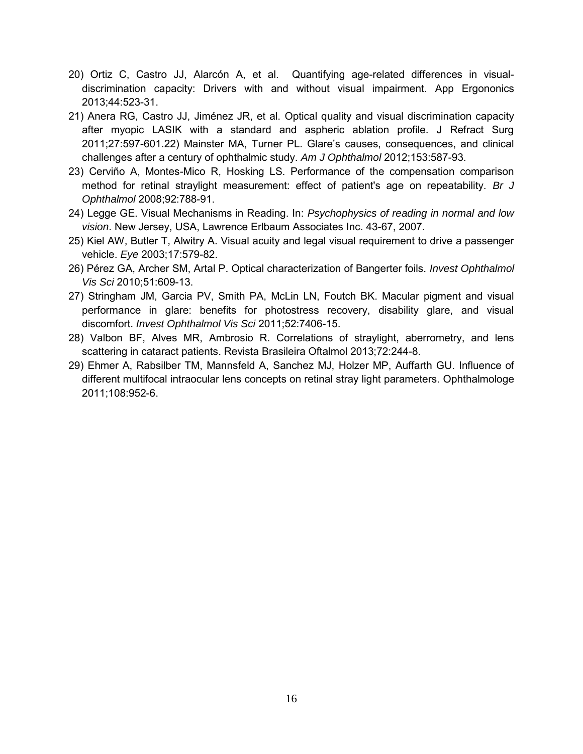20) Ortiz C, Castro JJ, Alarcón A, et al. Quantifying age-related differences in visual-discrimination capacity: Drivers with and without visual impairment. App Ergononics 2013;44:523-31.
21) Anera RG, Castro JJ, Jiménez JR, et al. Optical quality and visual discrimination capacity after myopic LASIK with a standard and aspheric ablation profile. J Refract Surg 2011;27:597-601.22) Mainster MA, Turner PL. Glare's causes, consequences, and clinical challenges after a century of ophthalmic study. *Am J Ophthalmol* 2012;153:587-93.
23) Cerviño A, Montes-Mico R, Hosking LS. Performance of the compensation comparison method for retinal straylight measurement: effect of patient's age on repeatability. *Br J Ophthalmol* 2008;92:788-91.
24) Legge GE. Visual Mechanisms in Reading. In: *Psychophysics of reading in normal and low vision*. New Jersey, USA, Lawrence Erlbaum Associates Inc. 43-67, 2007.
25) Kiel AW, Butler T, Alwitry A. Visual acuity and legal visual requirement to drive a passenger vehicle. *Eye* 2003;17:579-82.
26) Pérez GA, Archer SM, Artal P. Optical characterization of Bangerter foils. *Invest Ophthalmol Vis Sci* 2010;51:609-13.
27) Stringham JM, Garcia PV, Smith PA, McLin LN, Foutch BK. Macular pigment and visual performance in glare: benefits for photostress recovery, disability glare, and visual discomfort. *Invest Ophthalmol Vis Sci* 2011;52:7406-15.
28) Valbon BF, Alves MR, Ambrosio R. Correlations of straylight, aberrometry, and lens scattering in cataract patients. Revista Brasileira Oftalmol 2013;72:244-8.
29) Ehmer A, Rabsilber TM, Mannsfeld A, Sanchez MJ, Holzer MP, Auffarth GU. Influence of different multifocal intraocular lens concepts on retinal stray light parameters. Ophthalmologe 2011;108:952-6.